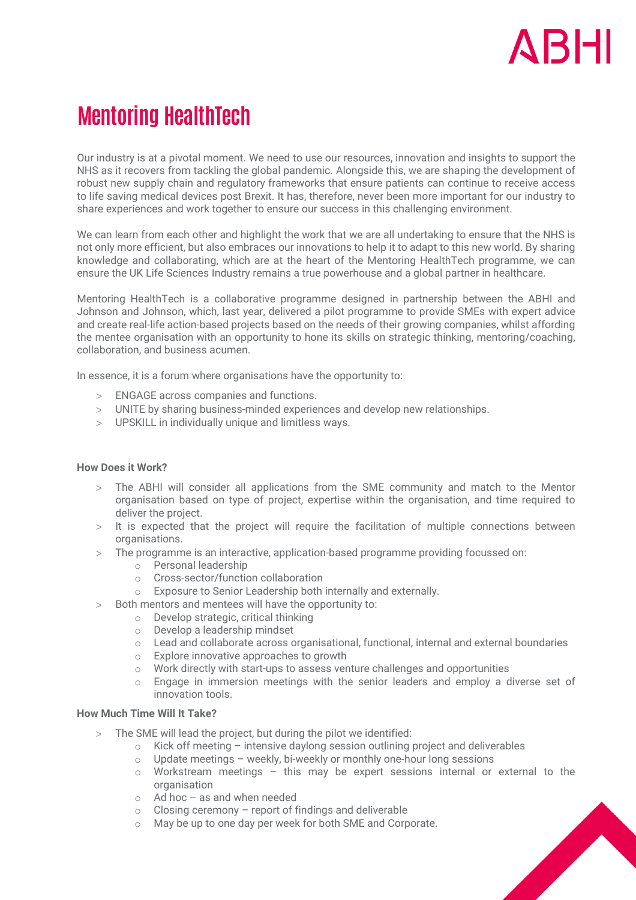# Mentoring HealthTech

Our industry is at a pivotal moment. We need to use our resources, innovation and insights to support the NHS as it recovers from tackling the global pandemic. Alongside this, we are shaping the development of robust new supply chain and regulatory frameworks that ensure patients can continue to receive access to life saving medical devices post Brexit. It has, therefore, never been more important for our industry to share experiences and work together to ensure our success in this challenging environment.

We can learn from each other and highlight the work that we are all undertaking to ensure that the NHS is not only more efficient, but also embraces our innovations to help it to adapt to this new world. By sharing knowledge and collaborating, which are at the heart of the Mentoring HealthTech programme, we can ensure the UK Life Sciences Industry remains a true powerhouse and a global partner in healthcare.

Mentoring HealthTech is a collaborative programme designed in partnership between the ABHI and Johnson and Johnson, which, last year, delivered a pilot programme to provide SMEs with expert advice and create real-life action-based projects based on the needs of their growing companies, whilst affording the mentee organisation with an opportunity to hone its skills on strategic thinking, mentoring/coaching, collaboration, and business acumen.

In essence, it is a forum where organisations have the opportunity to:

- ENGAGE across companies and functions.
- UNITE by sharing business-minded experiences and develop new relationships.
- UPSKILL in individually unique and limitless ways.

**How Does it Work?**

- The ABHI will consider all applications from the SME community and match to the Mentor organisation based on type of project, expertise within the organisation, and time required to deliver the project.
- It is expected that the project will require the facilitation of multiple connections between organisations.
- The programme is an interactive, application-based programme providing focussed on:
  - Personal leadership
  - Cross-sector/function collaboration
  - Exposure to Senior Leadership both internally and externally.
- Both mentors and mentees will have the opportunity to:
  - Develop strategic, critical thinking
  - Develop a leadership mindset
  - Lead and collaborate across organisational, functional, internal and external boundaries
  - Explore innovative approaches to growth
  - Work directly with start-ups to assess venture challenges and opportunities
  - Engage in immersion meetings with the senior leaders and employ a diverse set of innovation tools.

**How Much Time Will It Take?**

- The SME will lead the project, but during the pilot we identified:
  - Kick off meeting – intensive daylong session outlining project and deliverables
  - Update meetings – weekly, bi-weekly or monthly one-hour long sessions
  - Workstream meetings – this may be expert sessions internal or external to the organisation
  - Ad hoc – as and when needed
  - Closing ceremony – report of findings and deliverable
  - May be up to one day per week for both SME and Corporate.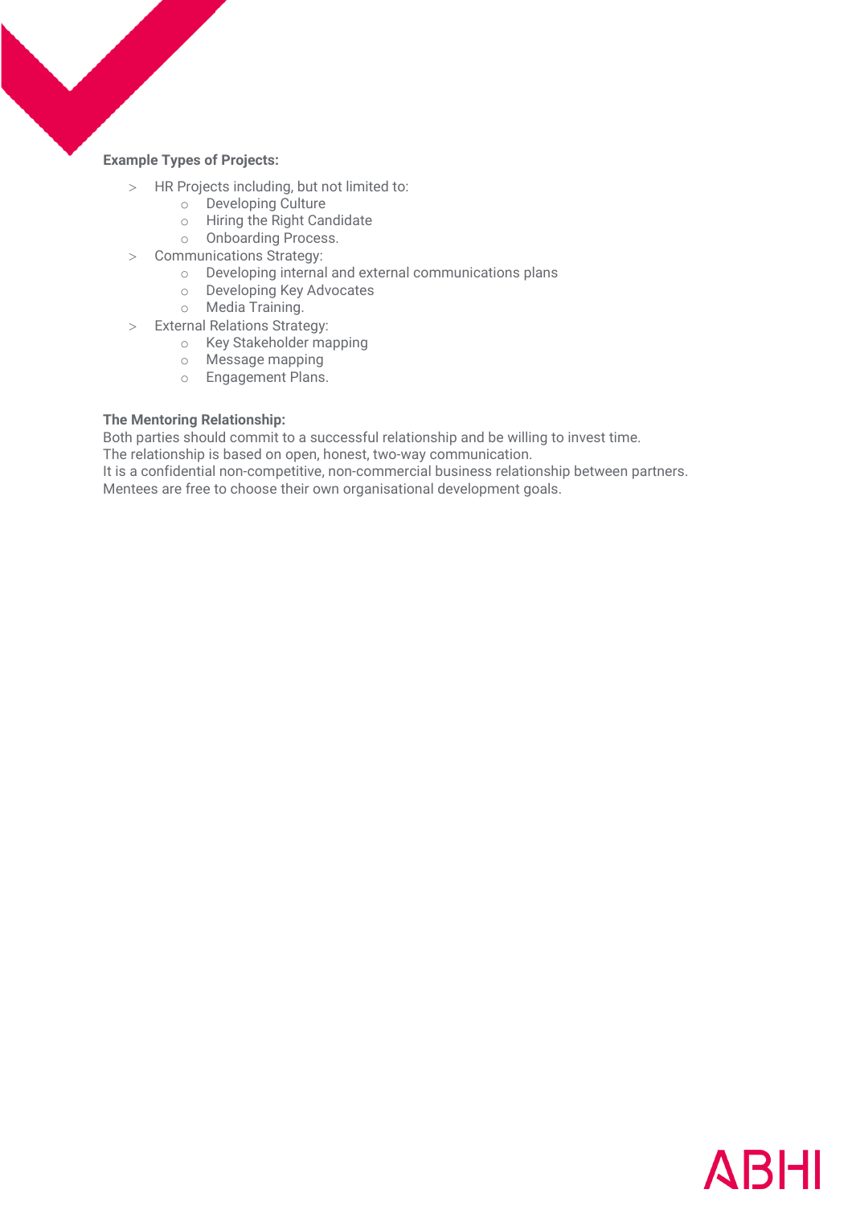**Example Types of Projects:**

- HR Projects including, but not limited to:
  - Developing Culture
  - Hiring the Right Candidate
  - Onboarding Process.
- Communications Strategy:
  - Developing internal and external communications plans
  - Developing Key Advocates
  - Media Training.
- External Relations Strategy:
  - Key Stakeholder mapping
  - Message mapping
  - Engagement Plans.

**The Mentoring Relationship:**

Both parties should commit to a successful relationship and be willing to invest time.
The relationship is based on open, honest, two-way communication.
It is a confidential non-competitive, non-commercial business relationship between partners.
Mentees are free to choose their own organisational development goals.